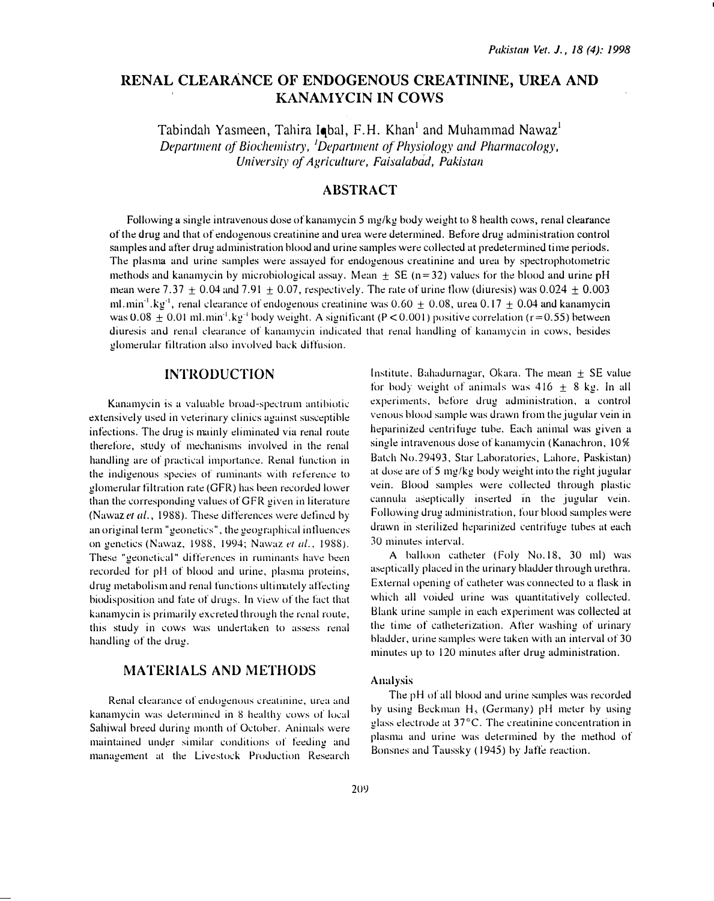# RENAL CLEARANCE OF ENDOGENOUS CREATININE, UREA AND KANAMYCIN IN COWS

Tabindah Yasmeen, Tahira Iqbal, F.H. Khan[1] and Muhammad Nawaz[1]

*Department of Biochemistry, [1]Department of Physiology and Pharmacology, University of Agriculture, Faisalabad, Pakistan*

## ABSTRACT

Following a single intravenous dose of kanamycin 5 mg/kg body weight to 8 health cows, renal clearance of the drug and that of endogenous creatinine and urea were determined. Before drug administration control samples and after drug administration blood and urine samples were collected at predetermined time periods. The plasma and urine samples were assayed for endogenous creatinine and urea by spectrophotometric methods and kanamycin by microbiological assay. Mean $\pm$ SE (n=32) values for the blood and urine pH mean were 7.37 $\pm$ 0.04 and 7.91 $\pm$ 0.07, respectively. The rate of urine flow (diuresis) was 0.024 $\pm$ 0.003 $ml.min^{-1}.kg^{-1}$, renal clearance of endogenous creatinine was 0.60 $\pm$ 0.08, urea 0.17 $\pm$ 0.04 and kanamycin was 0.08 $\pm$ 0.01 $ml.min^{-1}.kg^{-1}$ body weight. A significant ($P < 0.001$) positive correlation ($r = 0.55$) between diuresis and renal clearance of kanamycin indicated that renal handling of kanamycin in cows, besides glomerular filtration also involved back diffusion.

## INTRODUCTION

Kanamycin is a valuable broad-spectrum antibiotic extensively used in veterinary clinics against susceptible infections. The drug is mainly eliminated via renal route therefore, study of mechanisms involved in the renal handling are of practical importance. Renal function in the indigenous species of ruminants with reference to glomerular filtration rate (GFR) has been recorded lower than the corresponding values of GFR given in literature (Nawaz *et al.*, 1988). These differences were defined by an original term "geonetics", the geographical influences on genetics (Nawaz, 1988, 1994; Nawaz *et al.*, 1988). These "geonetical" differences in ruminants have been recorded for pH of blood and urine, plasma proteins, drug metabolism and renal functions ultimately affecting biodisposition and fate of drugs. In view of the fact that kanamycin is primarily excreted through the renal route, this study in cows was undertaken to assess renal handling of the drug.

## MATERIALS AND METHODS

Renal clearance of endogenous creatinine, urea and kanamycin was determined in 8 healthy cows of local Sahiwal breed during month of October. Animals were maintained under similar conditions of feeding and management at the Livestock Production Research Institute, Bahadurnagar, Okara. The mean $\pm$ SE value for body weight of animals was 416 $\pm$ 8 kg. In all experiments, before drug administration, a control venous blood sample was drawn from the jugular vein in heparinized centrifuge tube. Each animal was given a single intravenous dose of kanamycin (Kanachron, 10% Batch No.29493, Star Laboratories, Lahore, Paskistan) at dose are of 5 mg/kg body weight into the right jugular vein. Blood samples were collected through plastic cannula aseptically inserted in the jugular vein. Following drug administration, four blood samples were drawn in sterilized heparinized centrifuge tubes at each 30 minutes interval.

A balloon catheter (Foly No.18, 30 ml) was aseptically placed in the urinary bladder through urethra. External opening of catheter was connected to a flask in which all voided urine was quantitatively collected. Blank urine sample in each experiment was collected at the time of catheterization. After washing of urinary bladder, urine samples were taken with an interval of 30 minutes up to 120 minutes after drug administration.

### Analysis

The pH of all blood and urine samples was recorded by using Beckman $H_5$ (Germany) pH meter by using glass electrode at 37°C. The creatinine concentration in plasma and urine was determined by the method of Bonsnes and Taussky (1945) by Jaffe reaction.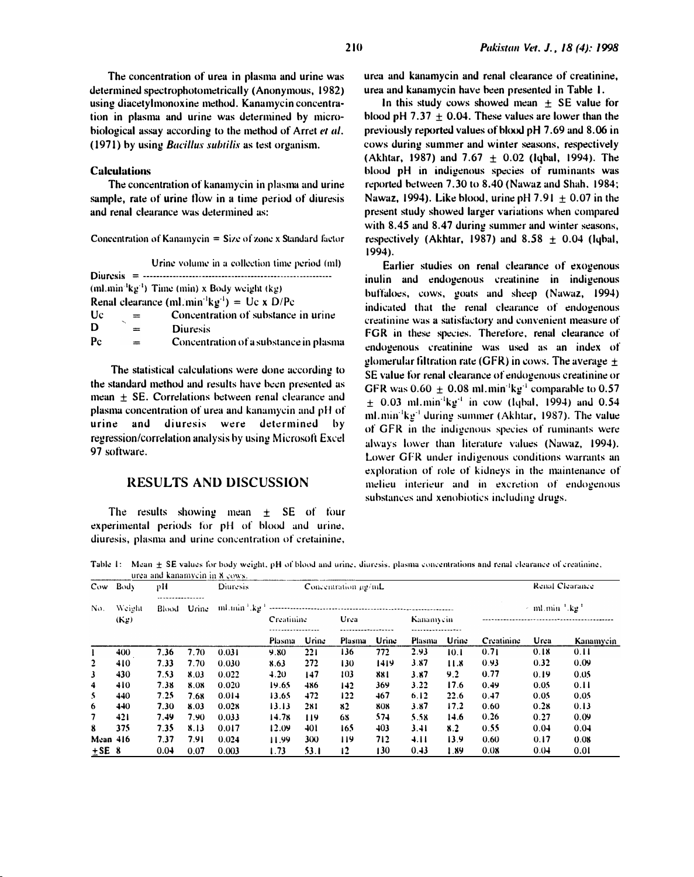The concentration of urea in plasma and urine was determined spectrophotometrically (Anonymous, 1982) using diacetylmonoxine method. Kanamycin concentration in plasma and urine was determined by microbiological assay according to the method of Arret *et al.* (1971) by using *Bacillus subtilis* as test organism.

### Calculations

The concentration of kanamycin in plasma and urine sample, rate of urine flow in a time period of diuresis and renal clearance was determined as:

Concentration of Kanamycin = Size of zone x Standard factor

$$\text{Diuresis } (\text{ml.min}^{-1}\text{kg}^{-1}) = \frac{\text{Urine volume in a collection time period (ml)}}{\text{Time (min) x Body weight (kg)}}$$

Renal clearance ($\text{ml.min}^{-1}\text{kg}^{-1}$) = Uc x D/Pc

Uc = Concentration of substance in urine

D = Diuresis

Pc = Concentration of a substance in plasma

The statistical calculations were done according to the standard method and results have been presented as mean ± SE. Correlations between renal clearance and plasma concentration of urea and kanamycin and pH of urine and diuresis were determined by regression/correlation analysis by using Microsoft Excel 97 software.

## RESULTS AND DISCUSSION

The results showing mean ± SE of four experimental periods for pH of blood and urine, diuresis, plasma and urine concentration of cretainine, urea and kanamycin and renal clearance of creatinine, urea and kanamycin have been presented in Table 1.

In this study cows showed mean ± SE value for blood pH 7.37 ± 0.04. These values are lower than the previously reported values of blood pH 7.69 and 8.06 in cows during summer and winter seasons, respectively (Akhtar, 1987) and 7.67 ± 0.02 (Iqbal, 1994). The blood pH in indigenous species of ruminants was reported between 7.30 to 8.40 (Nawaz and Shah, 1984; Nawaz, 1994). Like blood, urine pH 7.91 ± 0.07 in the present study showed larger variations when compared with 8.45 and 8.47 during summer and winter seasons, respectively (Akhtar, 1987) and 8.58 ± 0.04 (Iqbal, 1994).

Earlier studies on renal clearance of exogenous inulin and endogenous creatinine in indigenous buffaloes, cows, goats and sheep (Nawaz, 1994) indicated that the renal clearance of endogenous creatinine was a satisfactory and convenient measure of FGR in these species. Therefore, renal clearance of endogenous creatinine was used as an index of glomerular filtration rate (GFR) in cows. The average ± SE value for renal clearance of endogenous creatinine or GFR was 0.60 ± 0.08 $\text{ml.min}^{-1}\text{kg}^{-1}$ comparable to 0.57 ± 0.03 $\text{ml.min}^{-1}\text{kg}^{-1}$ in cow (Iqbal, 1994) and 0.54 $\text{ml.min}^{-1}\text{kg}^{-1}$ during summer (Akhtar, 1987). The value of GFR in the indigenous species of ruminants were always lower than literature values (Nawaz, 1994). Lower GFR under indigenous conditions warrants an exploration of role of kidneys in the maintenance of melieu interieur and in excretion of endogenous substances and xenobiotics including drugs.

Table 1: Mean ± SE values for body weight, pH of blood and urine, diuresis, plasma concentrations and renal clearance of creatinine, urea and kanamycin in 8 cows.

| Cow No. | Body Weight (Kg) | pH | | Diuresis $\text{ml.min}^{-1}.\text{kg}^{-1}$ | Concentration µg/mL | | | | | | Renal Clearance $\text{ml.min}^{-1}.\text{kg}^{-1}$ | | |
|---|---|---|---|---|---|---|---|---|---|---|---|---|---|
| | | | | | Creatinine | | Urea | | Kanamycin | | | | |
| | | Blood | Urine | | Plasma | Urine | Plasma | Urine | Plasma | Urine | Creatinine | Urea | Kanamycin |
| 1 | 400 | 7.36 | 7.70 | 0.031 | 9.80 | 221 | 136 | 772 | 2.93 | 10.1 | 0.71 | 0.18 | 0.11 |
| 2 | 410 | 7.33 | 7.70 | 0.030 | 8.63 | 272 | 130 | 1419 | 3.87 | 11.8 | 0.93 | 0.32 | 0.09 |
| 3 | 430 | 7.53 | 8.03 | 0.022 | 4.20 | 147 | 103 | 881 | 3.87 | 9.2 | 0.77 | 0.19 | 0.05 |
| 4 | 410 | 7.38 | 8.08 | 0.020 | 19.65 | 486 | 142 | 369 | 3.22 | 17.6 | 0.49 | 0.05 | 0.11 |
| 5 | 440 | 7.25 | 7.68 | 0.014 | 13.65 | 472 | 122 | 467 | 6.12 | 22.6 | 0.47 | 0.05 | 0.05 |
| 6 | 440 | 7.30 | 8.03 | 0.028 | 13.13 | 281 | 82 | 808 | 3.87 | 17.2 | 0.60 | 0.28 | 0.13 |
| 7 | 421 | 7.49 | 7.90 | 0.033 | 14.78 | 119 | 68 | 574 | 5.58 | 14.6 | 0.26 | 0.27 | 0.09 |
| 8 | 375 | 7.35 | 8.13 | 0.017 | 12.09 | 401 | 165 | 403 | 3.41 | 8.2 | 0.55 | 0.04 | 0.04 |
| Mean | 416 | 7.37 | 7.91 | 0.024 | 11.99 | 300 | 119 | 712 | 4.11 | 13.9 | 0.60 | 0.17 | 0.08 |
| ±SE | 8 | 0.04 | 0.07 | 0.003 | 1.73 | 53.1 | 12 | 130 | 0.43 | 1.89 | 0.08 | 0.04 | 0.01 |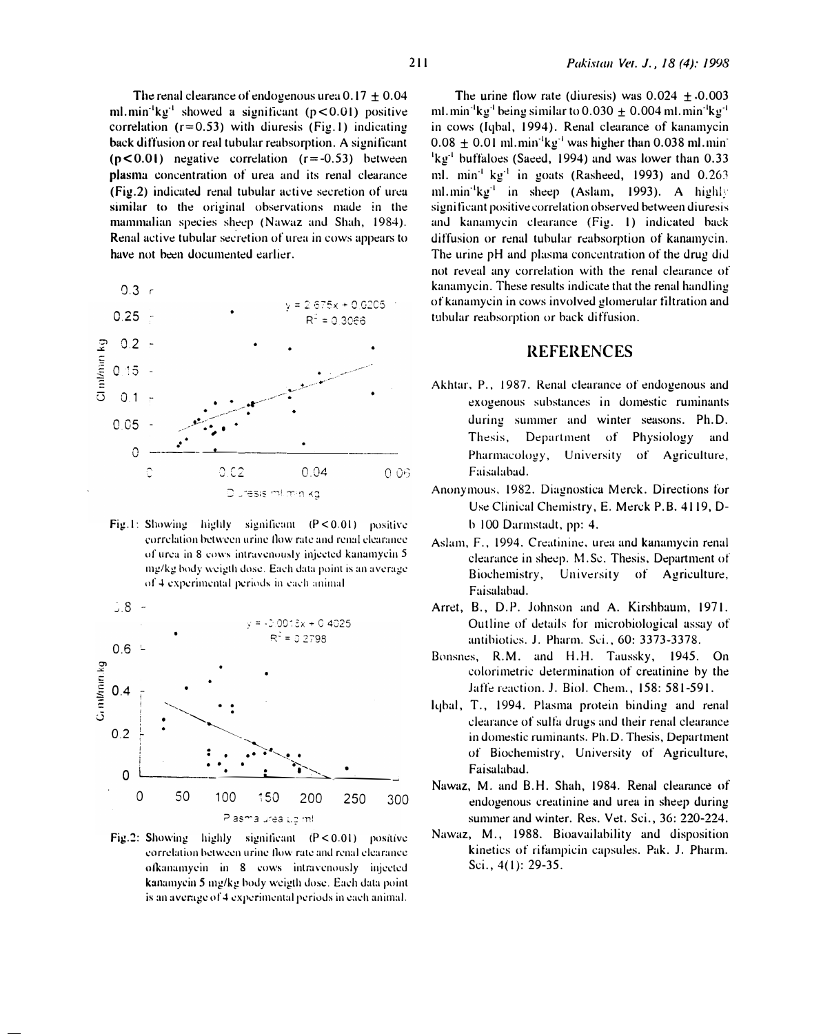The renal clearance of endogenous urea 0.17 ± 0.04 ml.min$^{-1}$kg$^{-1}$ showed a significant ($p<0.01$) positive correlation ($r=0.53$) with diuresis (Fig.1) indicating back diffusion or real tubular reabsorption. A significant ($p<0.01$) negative correlation ($r=-0.53$) between plasma concentration of urea and its renal clearance (Fig.2) indicated renal tubular active secretion of urea similar to the original observations made in the mammalian species sheep (Nawaz and Shah, 1984). Renal active tubular secretion of urea in cows appears to have not been documented earlier.

Fig.1: Showing highly significant ($P<0.01$) positive correlation between urine flow rate and renal clearance of urea in 8 cows intravenously injected kanamycin 5 mg/kg body weigth dose. Each data point is an average of 4 experimental periods in each animal.

Fig.2: Showing highly significant ($P<0.01$) positive correlation between urine flow rate and renal clearance ofkanamycin in 8 cows intravenously injected kanamycin 5 mg/kg body weigth dose. Each data point is an average of 4 experimental periods in each animal.

The urine flow rate (diuresis) was 0.024 ± 0.003 ml.min$^{-1}$kg$^{-1}$ being similar to 0.030 ± 0.004 ml.min$^{-1}$kg$^{-1}$ in cows (Iqbal, 1994). Renal clearance of kanamycin 0.08 ± 0.01 ml.min$^{-1}$kg$^{-1}$ was higher than 0.038 ml.min$^{-1}$kg$^{-1}$ buffaloes (Saeed, 1994) and was lower than 0.33 ml. min$^{-1}$ kg$^{-1}$ in goats (Rasheed, 1993) and 0.263 ml.min$^{-1}$kg$^{-1}$ in sheep (Aslam, 1993). A highly significant positive correlation observed between diuresis and kanamycin clearance (Fig. 1) indicated back diffusion or renal tubular reabsorption of kanamycin. The urine pH and plasma concentration of the drug did not reveal any correlation with the renal clearance of kanamycin. These results indicate that the renal handling of kanamycin in cows involved glomerular filtration and tubular reabsorption or back diffusion.

## REFERENCES

Akhtar, P., 1987. Renal clearance of endogenous and exogenous substances in domestic ruminants during summer and winter seasons. Ph.D. Thesis, Department of Physiology and Pharmacology, University of Agriculture, Faisalabad.

Anonymous, 1982. Diagnostica Merck. Directions for Use Clinical Chemistry, E. Merck P.B. 4119, D-h 100 Darmstadt, pp: 4.

Aslam, F., 1994. Creatinine, urea and kanamycin renal clearance in sheep. M.Sc. Thesis, Department of Biochemistry, University of Agriculture, Faisalabad.

Arret, B., D.P. Johnson and A. Kirshbaum, 1971. Outline of details for microbiological assay of antibiotics. J. Pharm. Sci., 60: 3373-3378.

Bonsnes, R.M. and H.H. Taussky, 1945. On colorimetric determination of creatinine by the Jaffe reaction. J. Biol. Chem., 158: 581-591.

Iqbal, T., 1994. Plasma protein binding and renal clearance of sulfa drugs and their renal clearance in domestic ruminants. Ph.D. Thesis, Department of Biochemistry, University of Agriculture, Faisalabad.

Nawaz, M. and B.H. Shah, 1984. Renal clearance of endogenous creatinine and urea in sheep during summer and winter. Res. Vet. Sci., 36: 220-224.

Nawaz, M., 1988. Bioavailability and disposition kinetics of rifampicin capsules. Pak. J. Pharm. Sci., 4(1): 29-35.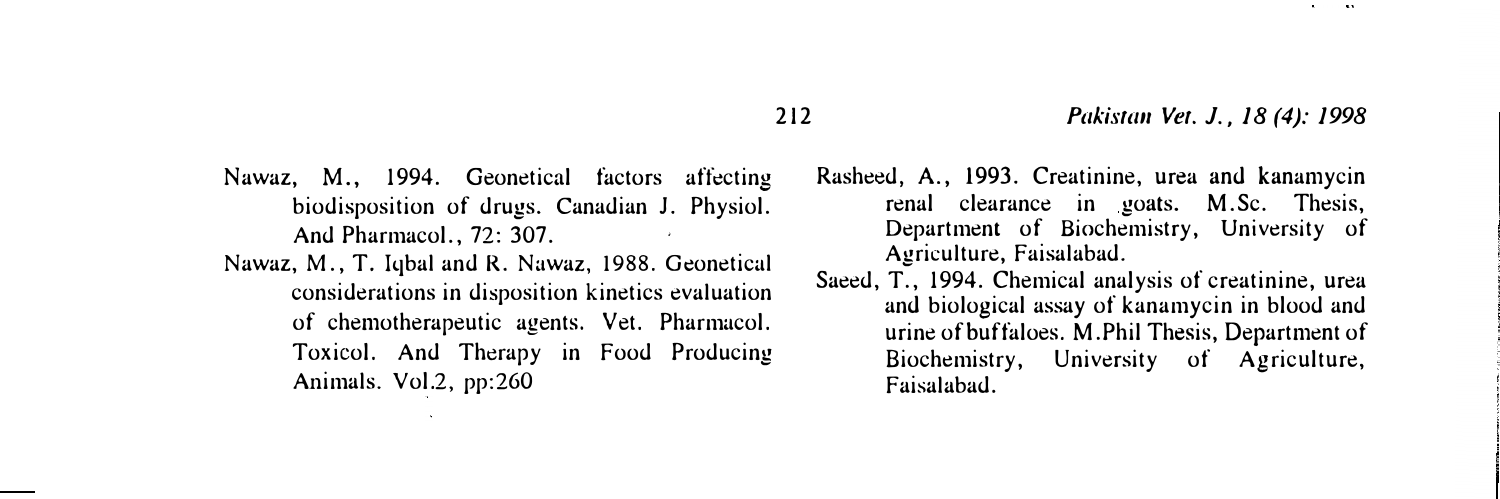Nawaz, M., 1994. Geonetical factors affecting biodisposition of drugs. Canadian J. Physiol. And Pharmacol., 72: 307.

Nawaz, M., T. Iqbal and R. Nawaz, 1988. Geonetical considerations in disposition kinetics evaluation of chemotherapeutic agents. Vet. Pharmacol. Toxicol. And Therapy in Food Producing Animals. Vol.2, pp:260

Rasheed, A., 1993. Creatinine, urea and kanamycin renal clearance in goats. M.Sc. Thesis, Department of Biochemistry, University of Agriculture, Faisalabad.

Saeed, T., 1994. Chemical analysis of creatinine, urea and biological assay of kanamycin in blood and urine of buffaloes. M.Phil Thesis, Department of Biochemistry, University of Agriculture, Faisalabad.